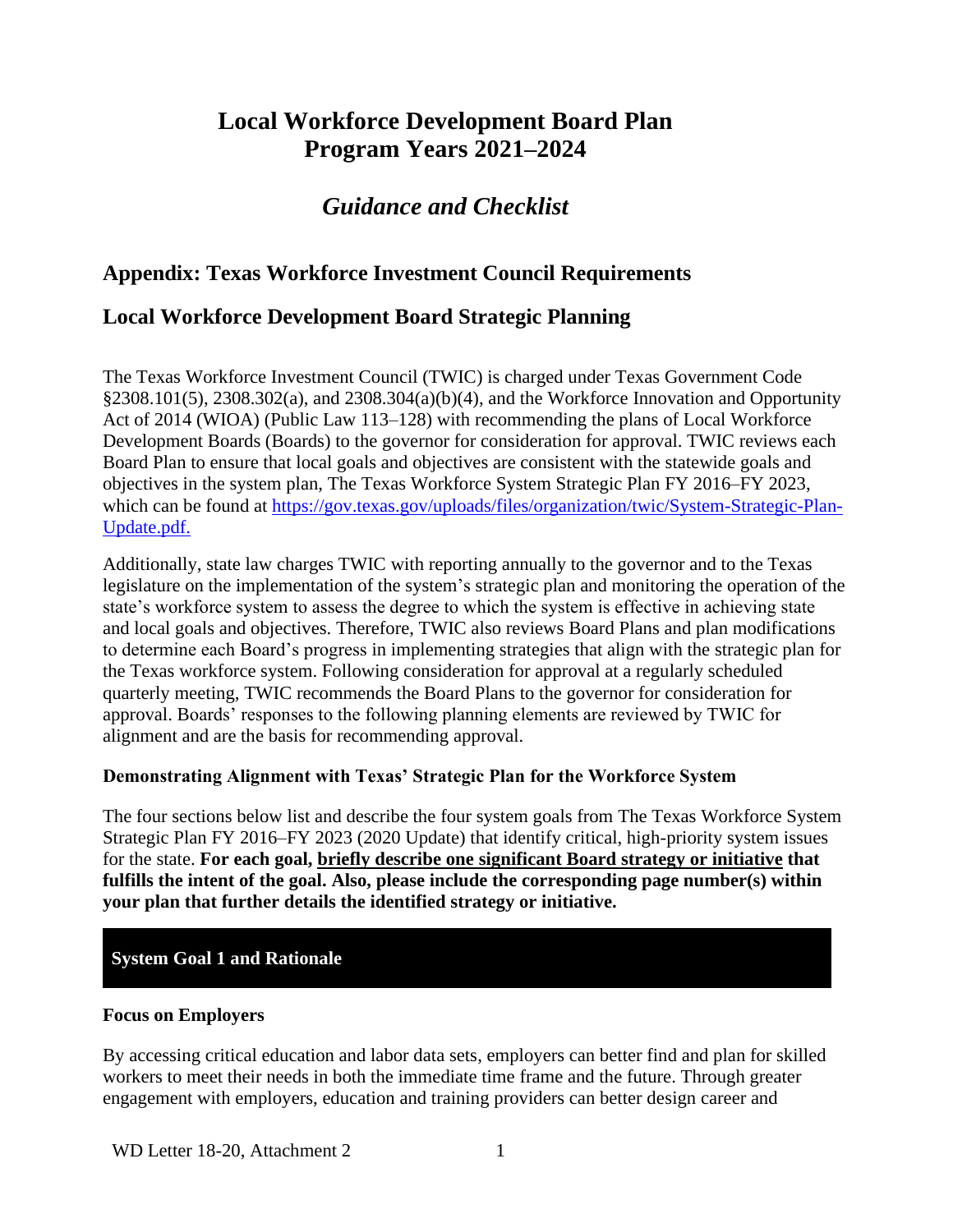# Local Workforce Development Board Plan Program Years 2021–2024

## *Guidance and Checklist*

## Appendix: Texas Workforce Investment Council Requirements

## Local Workforce Development Board Strategic Planning

The Texas Workforce Investment Council (TWIC) is charged under Texas Government Code §2308.101(5), 2308.302(a), and 2308.304(a)(b)(4), and the Workforce Innovation and Opportunity Act of 2014 (WIOA) (Public Law 113–128) with recommending the plans of Local Workforce Development Boards (Boards) to the governor for consideration for approval. TWIC reviews each Board Plan to ensure that local goals and objectives are consistent with the statewide goals and objectives in the system plan, The Texas Workforce System Strategic Plan FY 2016–FY 2023, which can be found at [https://gov.texas.gov/uploads/files/organization/twic/System-Strategic-Plan-Update.pdf.](https://gov.texas.gov/uploads/files/organization/twic/System-Strategic-Plan-Update.pdf)

Additionally, state law charges TWIC with reporting annually to the governor and to the Texas legislature on the implementation of the system's strategic plan and monitoring the operation of the state's workforce system to assess the degree to which the system is effective in achieving state and local goals and objectives. Therefore, TWIC also reviews Board Plans and plan modifications to determine each Board's progress in implementing strategies that align with the strategic plan for the Texas workforce system. Following consideration for approval at a regularly scheduled quarterly meeting, TWIC recommends the Board Plans to the governor for consideration for approval. Boards' responses to the following planning elements are reviewed by TWIC for alignment and are the basis for recommending approval.

### Demonstrating Alignment with Texas' Strategic Plan for the Workforce System

The four sections below list and describe the four system goals from The Texas Workforce System Strategic Plan FY 2016–FY 2023 (2020 Update) that identify critical, high-priority system issues for the state. **For each goal, briefly describe one significant Board strategy or initiative that fulfills the intent of the goal. Also, please include the corresponding page number(s) within your plan that further details the identified strategy or initiative.**

### System Goal 1 and Rationale

**Focus on Employers**

By accessing critical education and labor data sets, employers can better find and plan for skilled workers to meet their needs in both the immediate time frame and the future. Through greater engagement with employers, education and training providers can better design career and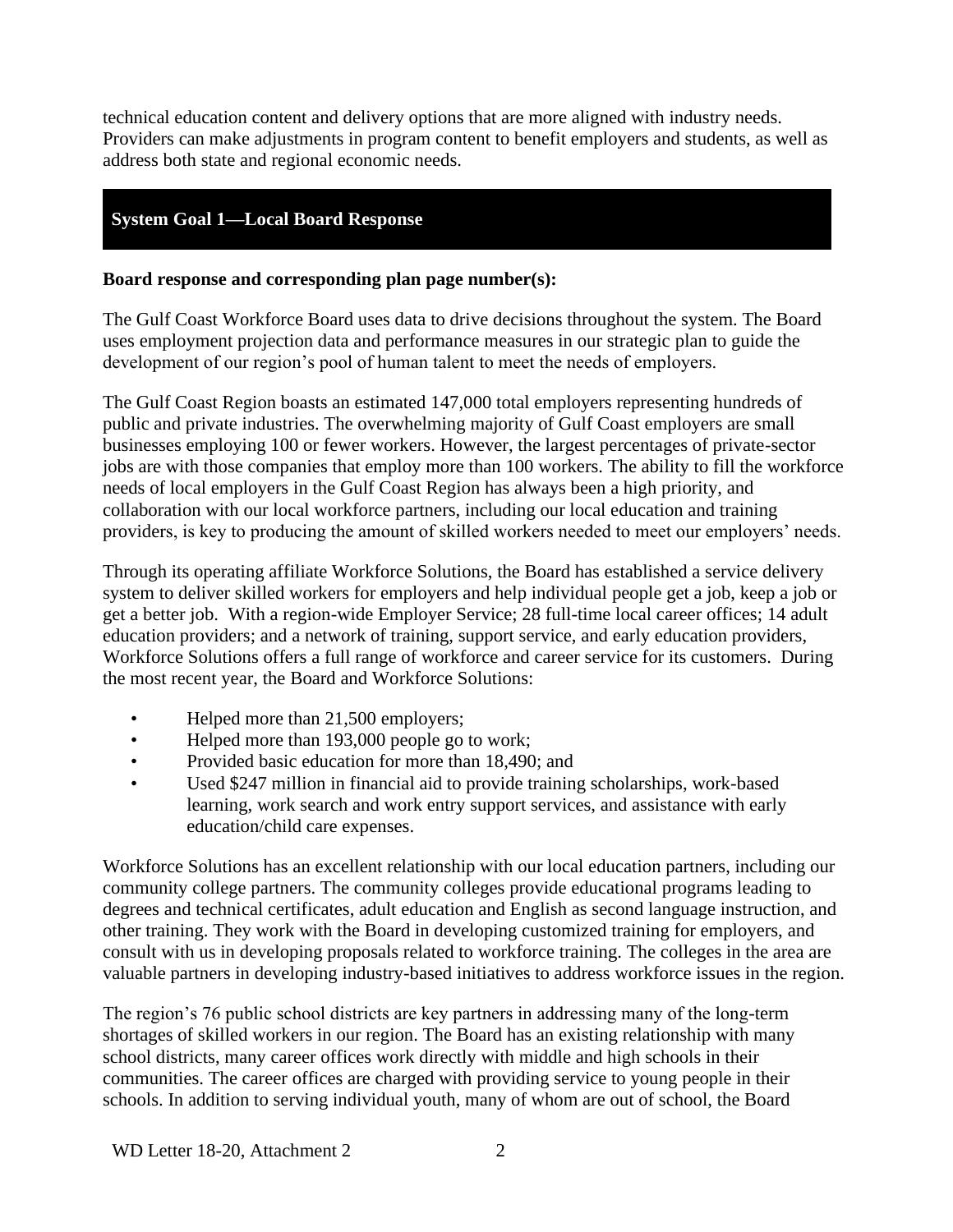technical education content and delivery options that are more aligned with industry needs. Providers can make adjustments in program content to benefit employers and students, as well as address both state and regional economic needs.

## System Goal 1—Local Board Response

**Board response and corresponding plan page number(s):**

The Gulf Coast Workforce Board uses data to drive decisions throughout the system. The Board uses employment projection data and performance measures in our strategic plan to guide the development of our region's pool of human talent to meet the needs of employers.

The Gulf Coast Region boasts an estimated 147,000 total employers representing hundreds of public and private industries. The overwhelming majority of Gulf Coast employers are small businesses employing 100 or fewer workers. However, the largest percentages of private-sector jobs are with those companies that employ more than 100 workers. The ability to fill the workforce needs of local employers in the Gulf Coast Region has always been a high priority, and collaboration with our local workforce partners, including our local education and training providers, is key to producing the amount of skilled workers needed to meet our employers' needs.

Through its operating affiliate Workforce Solutions, the Board has established a service delivery system to deliver skilled workers for employers and help individual people get a job, keep a job or get a better job. With a region-wide Employer Service; 28 full-time local career offices; 14 adult education providers; and a network of training, support service, and early education providers, Workforce Solutions offers a full range of workforce and career service for its customers. During the most recent year, the Board and Workforce Solutions:

- Helped more than 21,500 employers;
- Helped more than 193,000 people go to work;
- Provided basic education for more than 18,490; and
- Used $247 million in financial aid to provide training scholarships, work-based learning, work search and work entry support services, and assistance with early education/child care expenses.

Workforce Solutions has an excellent relationship with our local education partners, including our community college partners. The community colleges provide educational programs leading to degrees and technical certificates, adult education and English as second language instruction, and other training. They work with the Board in developing customized training for employers, and consult with us in developing proposals related to workforce training. The colleges in the area are valuable partners in developing industry-based initiatives to address workforce issues in the region.

The region's 76 public school districts are key partners in addressing many of the long-term shortages of skilled workers in our region. The Board has an existing relationship with many school districts, many career offices work directly with middle and high schools in their communities. The career offices are charged with providing service to young people in their schools. In addition to serving individual youth, many of whom are out of school, the Board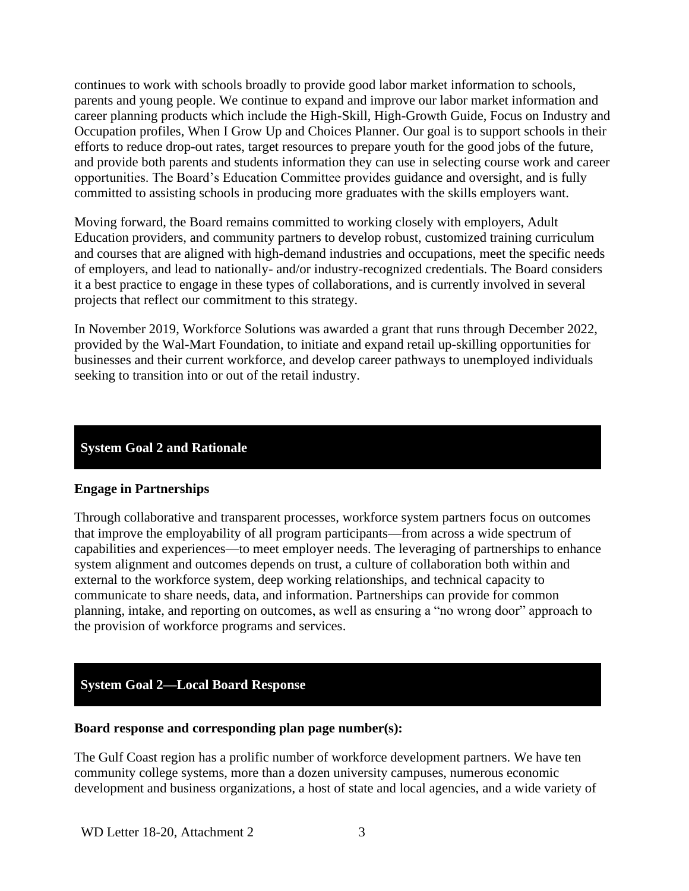continues to work with schools broadly to provide good labor market information to schools, parents and young people. We continue to expand and improve our labor market information and career planning products which include the High-Skill, High-Growth Guide, Focus on Industry and Occupation profiles, When I Grow Up and Choices Planner. Our goal is to support schools in their efforts to reduce drop-out rates, target resources to prepare youth for the good jobs of the future, and provide both parents and students information they can use in selecting course work and career opportunities. The Board's Education Committee provides guidance and oversight, and is fully committed to assisting schools in producing more graduates with the skills employers want.

Moving forward, the Board remains committed to working closely with employers, Adult Education providers, and community partners to develop robust, customized training curriculum and courses that are aligned with high-demand industries and occupations, meet the specific needs of employers, and lead to nationally- and/or industry-recognized credentials. The Board considers it a best practice to engage in these types of collaborations, and is currently involved in several projects that reflect our commitment to this strategy.

In November 2019, Workforce Solutions was awarded a grant that runs through December 2022, provided by the Wal-Mart Foundation, to initiate and expand retail up-skilling opportunities for businesses and their current workforce, and develop career pathways to unemployed individuals seeking to transition into or out of the retail industry.

## System Goal 2 and Rationale

**Engage in Partnerships**

Through collaborative and transparent processes, workforce system partners focus on outcomes that improve the employability of all program participants—from across a wide spectrum of capabilities and experiences—to meet employer needs. The leveraging of partnerships to enhance system alignment and outcomes depends on trust, a culture of collaboration both within and external to the workforce system, deep working relationships, and technical capacity to communicate to share needs, data, and information. Partnerships can provide for common planning, intake, and reporting on outcomes, as well as ensuring a "no wrong door" approach to the provision of workforce programs and services.

## System Goal 2—Local Board Response

**Board response and corresponding plan page number(s):**

The Gulf Coast region has a prolific number of workforce development partners. We have ten community college systems, more than a dozen university campuses, numerous economic development and business organizations, a host of state and local agencies, and a wide variety of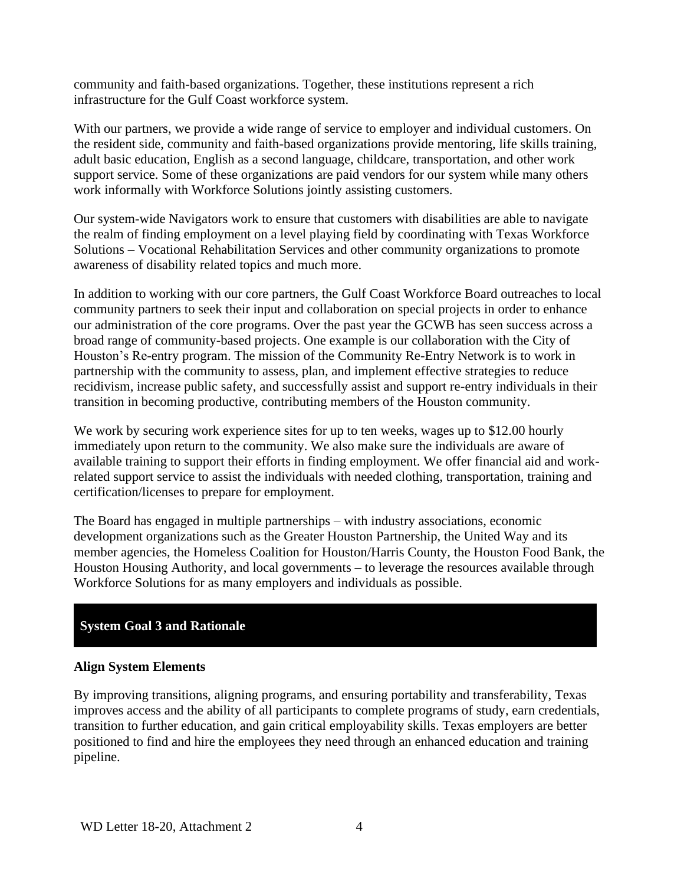community and faith-based organizations. Together, these institutions represent a rich infrastructure for the Gulf Coast workforce system.

With our partners, we provide a wide range of service to employer and individual customers. On the resident side, community and faith-based organizations provide mentoring, life skills training, adult basic education, English as a second language, childcare, transportation, and other work support service. Some of these organizations are paid vendors for our system while many others work informally with Workforce Solutions jointly assisting customers.

Our system-wide Navigators work to ensure that customers with disabilities are able to navigate the realm of finding employment on a level playing field by coordinating with Texas Workforce Solutions – Vocational Rehabilitation Services and other community organizations to promote awareness of disability related topics and much more.

In addition to working with our core partners, the Gulf Coast Workforce Board outreaches to local community partners to seek their input and collaboration on special projects in order to enhance our administration of the core programs. Over the past year the GCWB has seen success across a broad range of community-based projects. One example is our collaboration with the City of Houston's Re-entry program. The mission of the Community Re-Entry Network is to work in partnership with the community to assess, plan, and implement effective strategies to reduce recidivism, increase public safety, and successfully assist and support re-entry individuals in their transition in becoming productive, contributing members of the Houston community.

We work by securing work experience sites for up to ten weeks, wages up to $12.00 hourly immediately upon return to the community. We also make sure the individuals are aware of available training to support their efforts in finding employment. We offer financial aid and work-related support service to assist the individuals with needed clothing, transportation, training and certification/licenses to prepare for employment.

The Board has engaged in multiple partnerships – with industry associations, economic development organizations such as the Greater Houston Partnership, the United Way and its member agencies, the Homeless Coalition for Houston/Harris County, the Houston Food Bank, the Houston Housing Authority, and local governments – to leverage the resources available through Workforce Solutions for as many employers and individuals as possible.

## System Goal 3 and Rationale

**Align System Elements**

By improving transitions, aligning programs, and ensuring portability and transferability, Texas improves access and the ability of all participants to complete programs of study, earn credentials, transition to further education, and gain critical employability skills. Texas employers are better positioned to find and hire the employees they need through an enhanced education and training pipeline.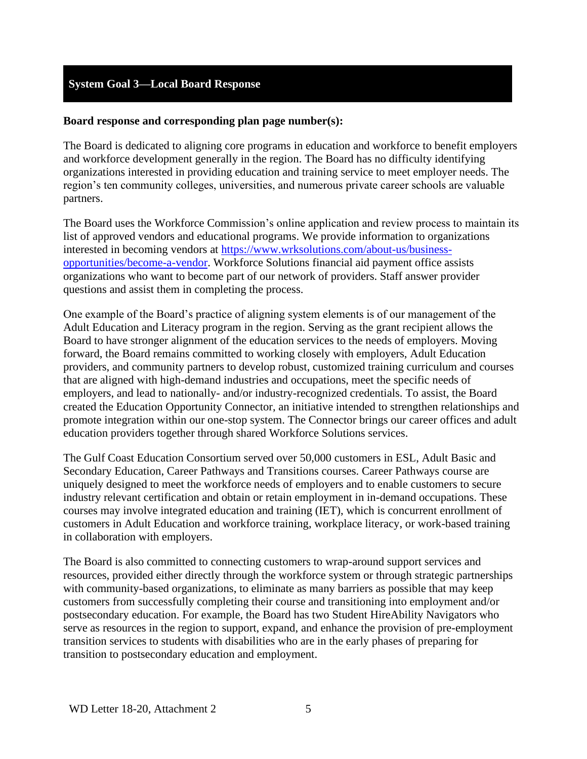## System Goal 3—Local Board Response

**Board response and corresponding plan page number(s):**

The Board is dedicated to aligning core programs in education and workforce to benefit employers and workforce development generally in the region. The Board has no difficulty identifying organizations interested in providing education and training service to meet employer needs. The region's ten community colleges, universities, and numerous private career schools are valuable partners.

The Board uses the Workforce Commission's online application and review process to maintain its list of approved vendors and educational programs. We provide information to organizations interested in becoming vendors at [https://www.wrksolutions.com/about-us/business-opportunities/become-a-vendor](https://www.wrksolutions.com/about-us/business-opportunities/become-a-vendor). Workforce Solutions financial aid payment office assists organizations who want to become part of our network of providers. Staff answer provider questions and assist them in completing the process.

One example of the Board's practice of aligning system elements is of our management of the Adult Education and Literacy program in the region. Serving as the grant recipient allows the Board to have stronger alignment of the education services to the needs of employers. Moving forward, the Board remains committed to working closely with employers, Adult Education providers, and community partners to develop robust, customized training curriculum and courses that are aligned with high-demand industries and occupations, meet the specific needs of employers, and lead to nationally- and/or industry-recognized credentials. To assist, the Board created the Education Opportunity Connector, an initiative intended to strengthen relationships and promote integration within our one-stop system. The Connector brings our career offices and adult education providers together through shared Workforce Solutions services.

The Gulf Coast Education Consortium served over 50,000 customers in ESL, Adult Basic and Secondary Education, Career Pathways and Transitions courses. Career Pathways course are uniquely designed to meet the workforce needs of employers and to enable customers to secure industry relevant certification and obtain or retain employment in in-demand occupations. These courses may involve integrated education and training (IET), which is concurrent enrollment of customers in Adult Education and workforce training, workplace literacy, or work-based training in collaboration with employers.

The Board is also committed to connecting customers to wrap-around support services and resources, provided either directly through the workforce system or through strategic partnerships with community-based organizations, to eliminate as many barriers as possible that may keep customers from successfully completing their course and transitioning into employment and/or postsecondary education. For example, the Board has two Student HireAbility Navigators who serve as resources in the region to support, expand, and enhance the provision of pre-employment transition services to students with disabilities who are in the early phases of preparing for transition to postsecondary education and employment.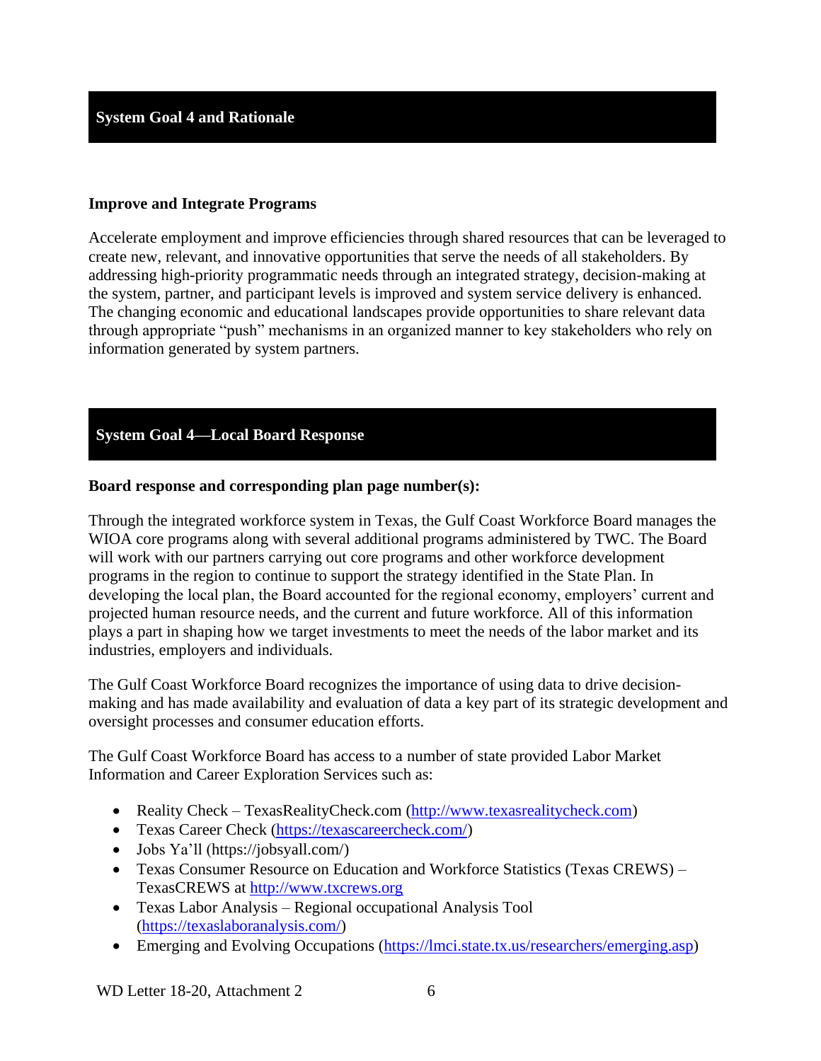## System Goal 4 and Rationale

**Improve and Integrate Programs**

Accelerate employment and improve efficiencies through shared resources that can be leveraged to create new, relevant, and innovative opportunities that serve the needs of all stakeholders. By addressing high-priority programmatic needs through an integrated strategy, decision-making at the system, partner, and participant levels is improved and system service delivery is enhanced. The changing economic and educational landscapes provide opportunities to share relevant data through appropriate "push" mechanisms in an organized manner to key stakeholders who rely on information generated by system partners.

## System Goal 4—Local Board Response

**Board response and corresponding plan page number(s):**

Through the integrated workforce system in Texas, the Gulf Coast Workforce Board manages the WIOA core programs along with several additional programs administered by TWC. The Board will work with our partners carrying out core programs and other workforce development programs in the region to continue to support the strategy identified in the State Plan. In developing the local plan, the Board accounted for the regional economy, employers' current and projected human resource needs, and the current and future workforce. All of this information plays a part in shaping how we target investments to meet the needs of the labor market and its industries, employers and individuals.

The Gulf Coast Workforce Board recognizes the importance of using data to drive decision-making and has made availability and evaluation of data a key part of its strategic development and oversight processes and consumer education efforts.

The Gulf Coast Workforce Board has access to a number of state provided Labor Market Information and Career Exploration Services such as:

- Reality Check – TexasRealityCheck.com (http://www.texasrealitycheck.com)
- Texas Career Check (https://texascareercheck.com/)
- Jobs Ya'll (https://jobsyall.com/)
- Texas Consumer Resource on Education and Workforce Statistics (Texas CREWS) – TexasCREWS at http://www.txcrews.org
- Texas Labor Analysis – Regional occupational Analysis Tool (https://texaslaboranalysis.com/)
- Emerging and Evolving Occupations (https://lmci.state.tx.us/researchers/emerging.asp)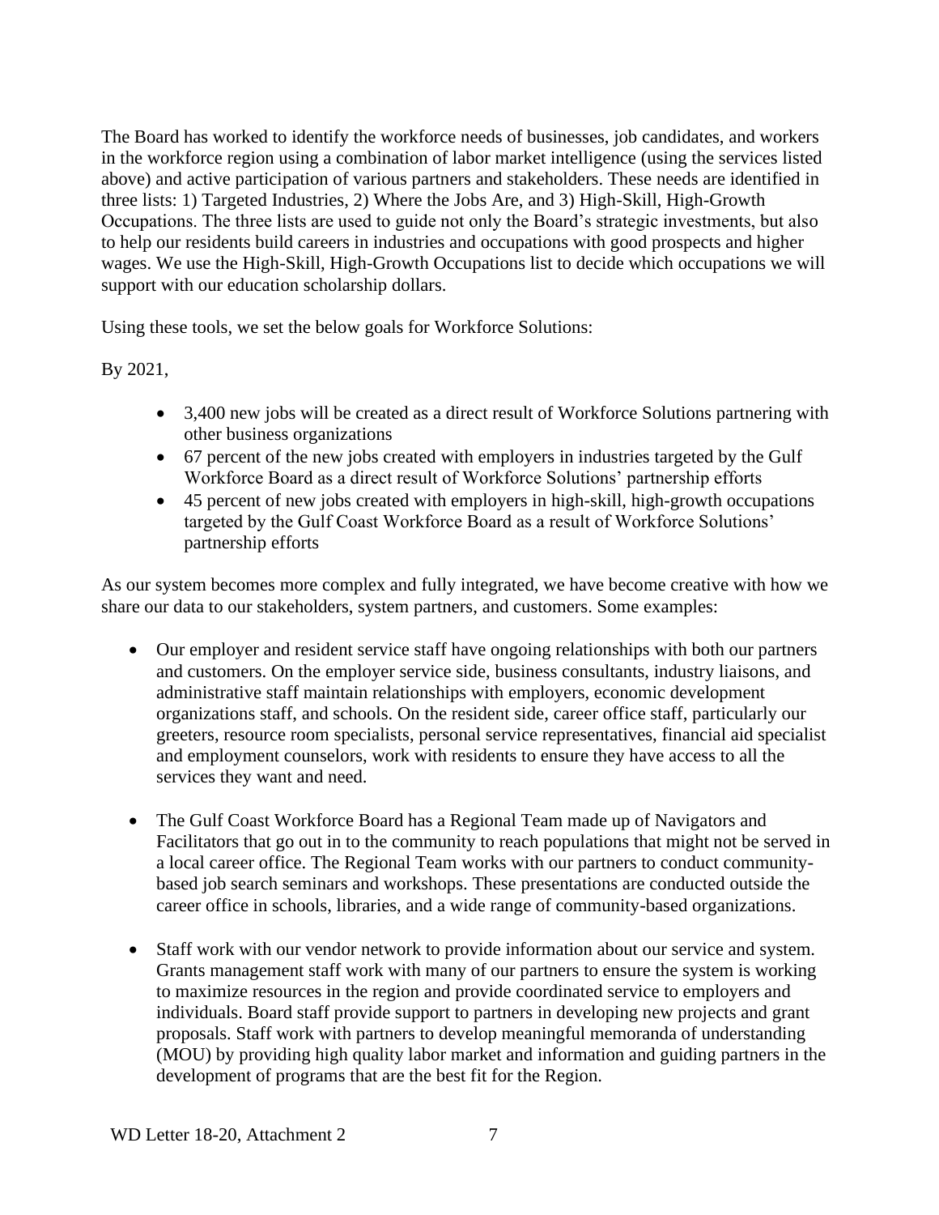The Board has worked to identify the workforce needs of businesses, job candidates, and workers in the workforce region using a combination of labor market intelligence (using the services listed above) and active participation of various partners and stakeholders. These needs are identified in three lists: 1) Targeted Industries, 2) Where the Jobs Are, and 3) High-Skill, High-Growth Occupations. The three lists are used to guide not only the Board's strategic investments, but also to help our residents build careers in industries and occupations with good prospects and higher wages. We use the High-Skill, High-Growth Occupations list to decide which occupations we will support with our education scholarship dollars.

Using these tools, we set the below goals for Workforce Solutions:

By 2021,

- 3,400 new jobs will be created as a direct result of Workforce Solutions partnering with other business organizations
- 67 percent of the new jobs created with employers in industries targeted by the Gulf Workforce Board as a direct result of Workforce Solutions' partnership efforts
- 45 percent of new jobs created with employers in high-skill, high-growth occupations targeted by the Gulf Coast Workforce Board as a result of Workforce Solutions' partnership efforts

As our system becomes more complex and fully integrated, we have become creative with how we share our data to our stakeholders, system partners, and customers. Some examples:

- Our employer and resident service staff have ongoing relationships with both our partners and customers. On the employer service side, business consultants, industry liaisons, and administrative staff maintain relationships with employers, economic development organizations staff, and schools. On the resident side, career office staff, particularly our greeters, resource room specialists, personal service representatives, financial aid specialist and employment counselors, work with residents to ensure they have access to all the services they want and need.

- The Gulf Coast Workforce Board has a Regional Team made up of Navigators and Facilitators that go out in to the community to reach populations that might not be served in a local career office. The Regional Team works with our partners to conduct community-based job search seminars and workshops. These presentations are conducted outside the career office in schools, libraries, and a wide range of community-based organizations.

- Staff work with our vendor network to provide information about our service and system. Grants management staff work with many of our partners to ensure the system is working to maximize resources in the region and provide coordinated service to employers and individuals. Board staff provide support to partners in developing new projects and grant proposals. Staff work with partners to develop meaningful memoranda of understanding (MOU) by providing high quality labor market and information and guiding partners in the development of programs that are the best fit for the Region.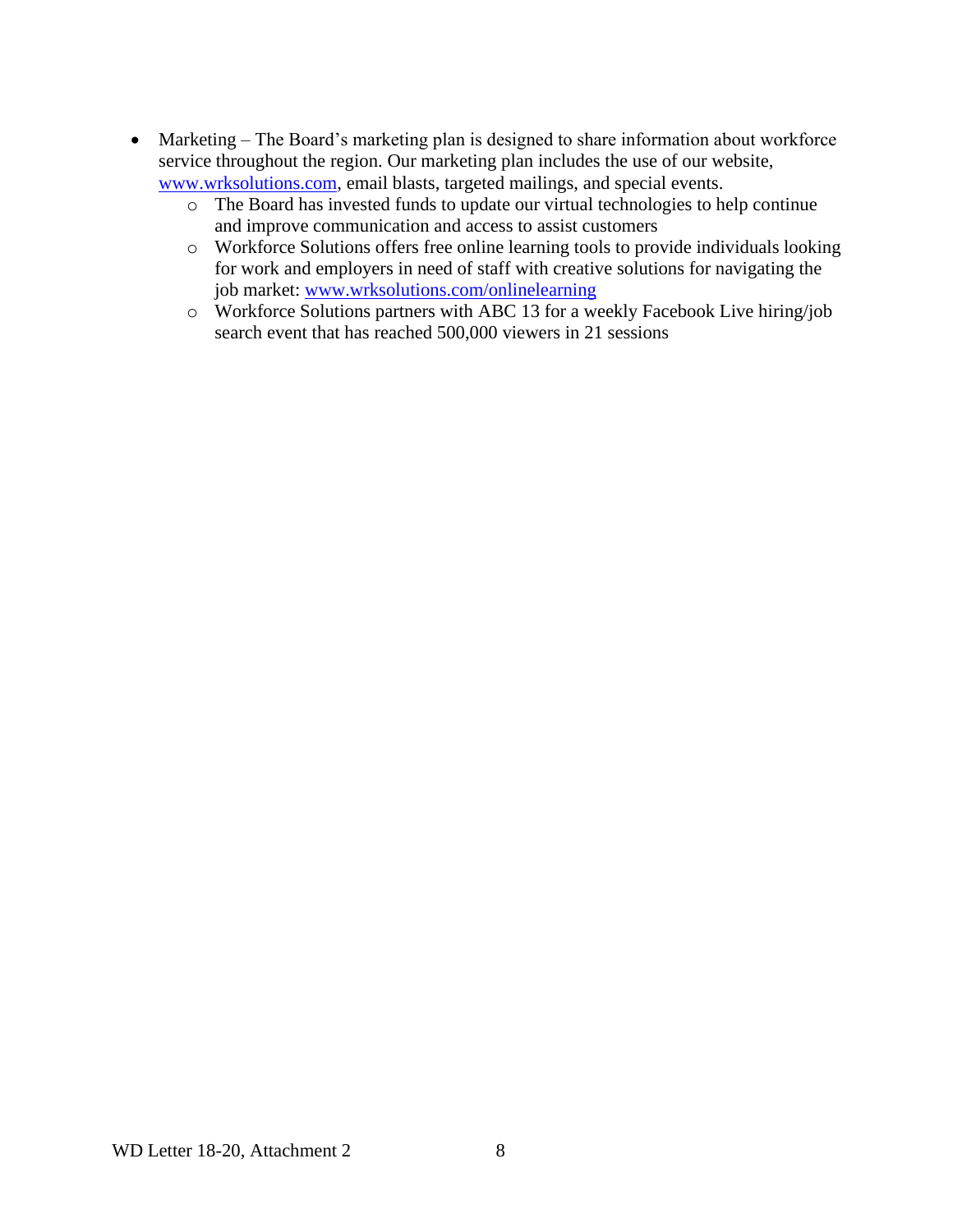- Marketing – The Board's marketing plan is designed to share information about workforce service throughout the region. Our marketing plan includes the use of our website, [www.wrksolutions.com](http://www.wrksolutions.com), email blasts, targeted mailings, and special events.
    - The Board has invested funds to update our virtual technologies to help continue and improve communication and access to assist customers
    - Workforce Solutions offers free online learning tools to provide individuals looking for work and employers in need of staff with creative solutions for navigating the job market: [www.wrksolutions.com/onlinelearning](http://www.wrksolutions.com/onlinelearning)
    - Workforce Solutions partners with ABC 13 for a weekly Facebook Live hiring/job search event that has reached 500,000 viewers in 21 sessions